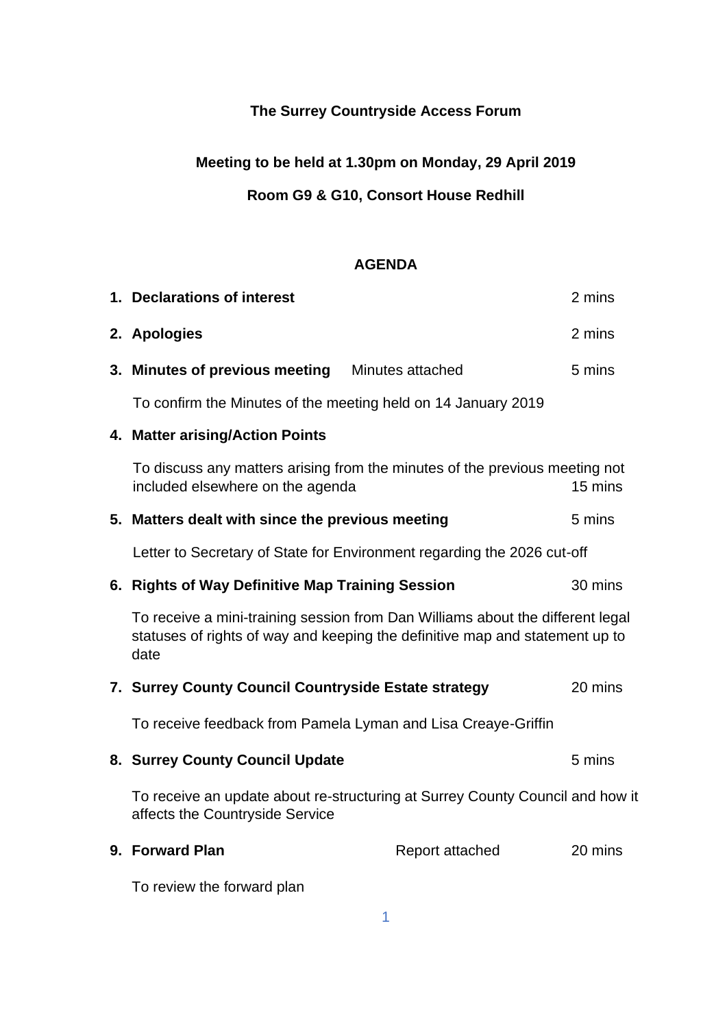# The Surrey Countryside Access Forum

## Meeting to be held at 1.30pm on Monday, 29 April 2019

## Room G9 & G10, Consort House Redhill

## AGENDA

1. **Declarations of interest** — 2 mins

2. **Apologies** — 2 mins

3. **Minutes of previous meeting** — Minutes attached — 5 mins

   To confirm the Minutes of the meeting held on 14 January 2019

4. **Matter arising/Action Points**

   To discuss any matters arising from the minutes of the previous meeting not included elsewhere on the agenda — 15 mins

5. **Matters dealt with since the previous meeting** — 5 mins

   Letter to Secretary of State for Environment regarding the 2026 cut-off

6. **Rights of Way Definitive Map Training Session** — 30 mins

   To receive a mini-training session from Dan Williams about the different legal statuses of rights of way and keeping the definitive map and statement up to date

7. **Surrey County Council Countryside Estate strategy** — 20 mins

   To receive feedback from Pamela Lyman and Lisa Creaye-Griffin

8. **Surrey County Council Update** — 5 mins

   To receive an update about re-structuring at Surrey County Council and how it affects the Countryside Service

9. **Forward Plan** — Report attached — 20 mins

   To review the forward plan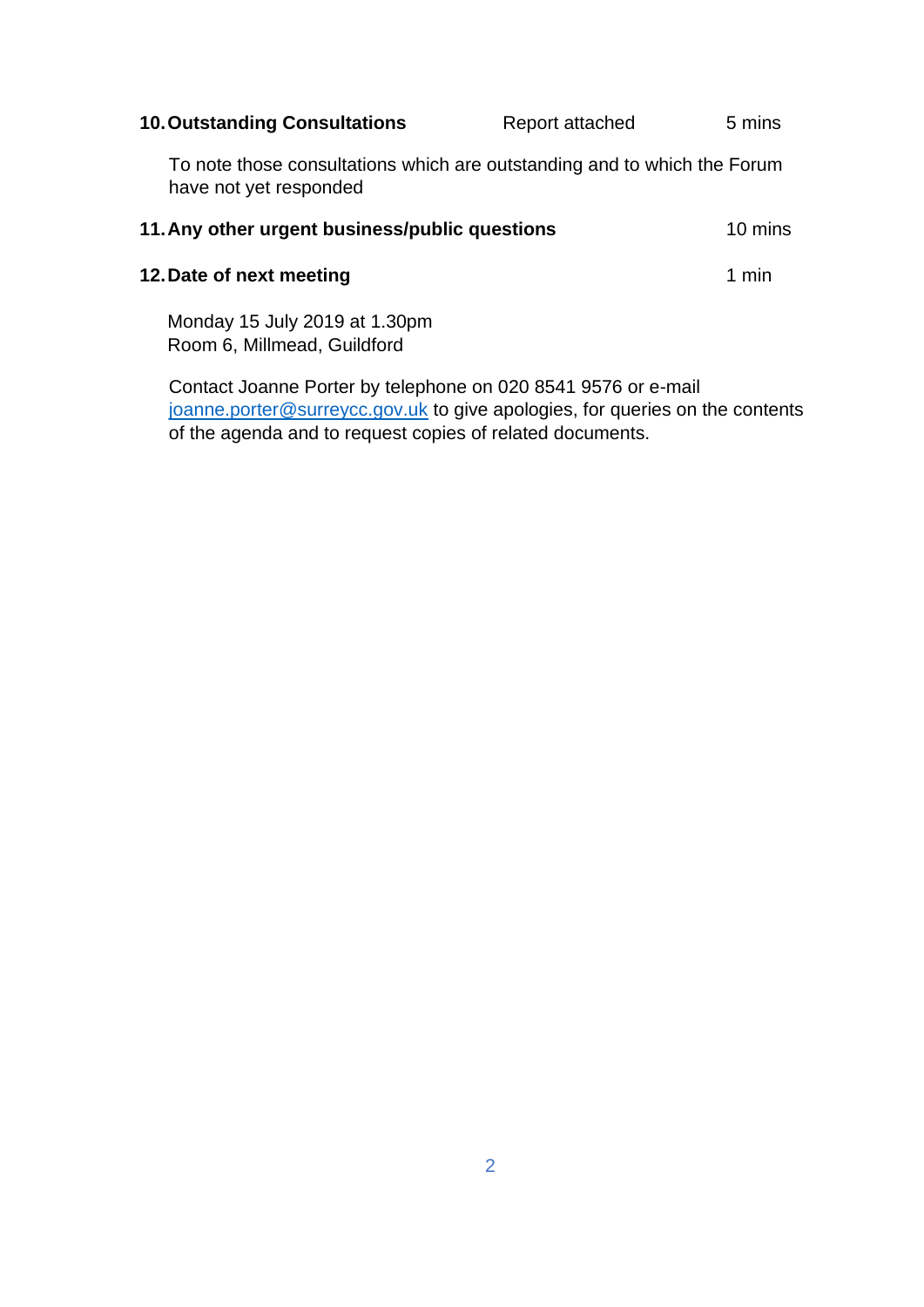**10. Outstanding Consultations** Report attached 5 mins

To note those consultations which are outstanding and to which the Forum have not yet responded

**11. Any other urgent business/public questions** 10 mins

**12. Date of next meeting** 1 min

Monday 15 July 2019 at 1.30pm
Room 6, Millmead, Guildford

Contact Joanne Porter by telephone on 020 8541 9576 or e-mail joanne.porter@surreycc.gov.uk to give apologies, for queries on the contents of the agenda and to request copies of related documents.